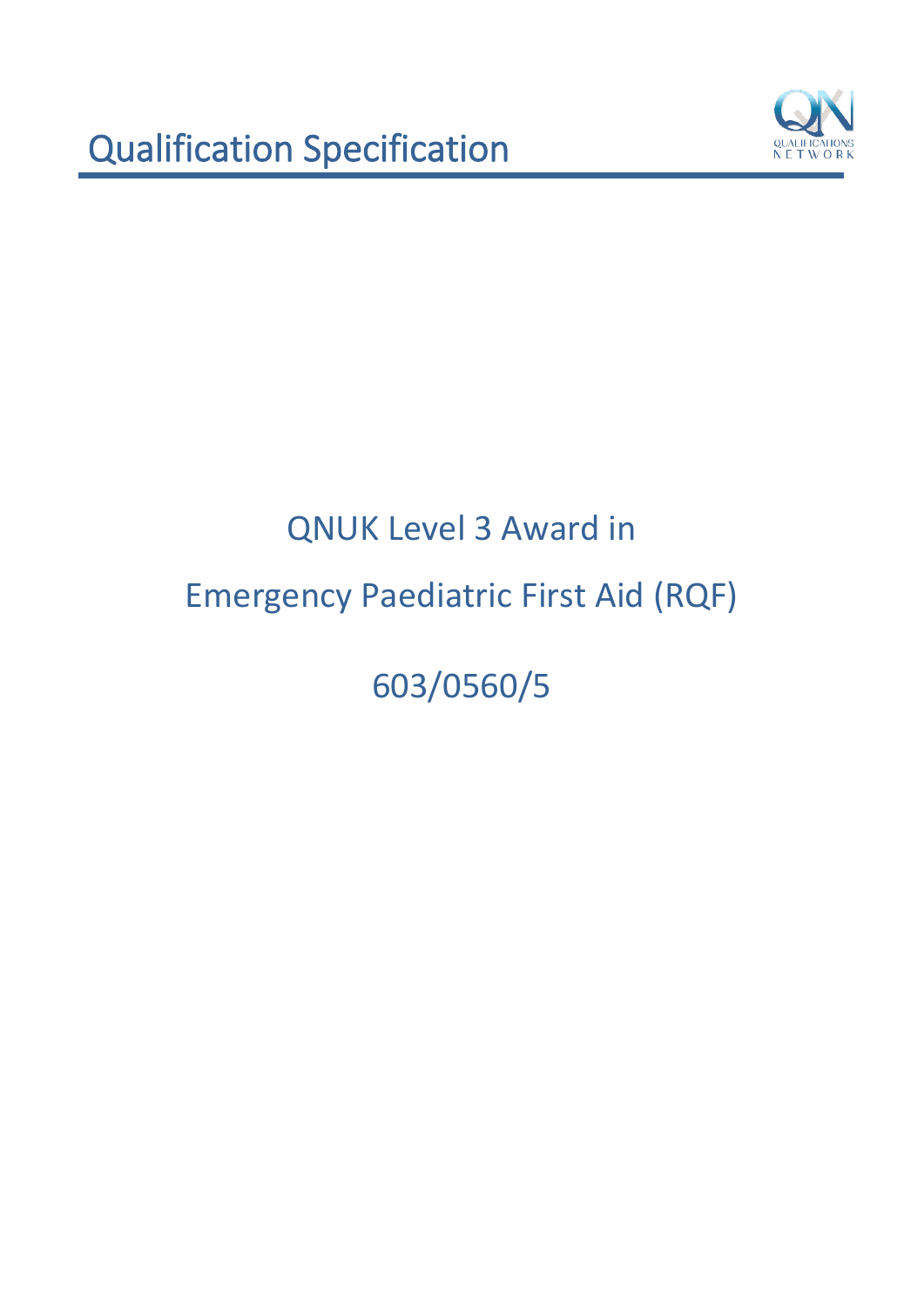# Qualification Specification

QUALIFICATIONS NETWORK

## QNUK Level 3 Award in

## Emergency Paediatric First Aid (RQF)

## 603/0560/5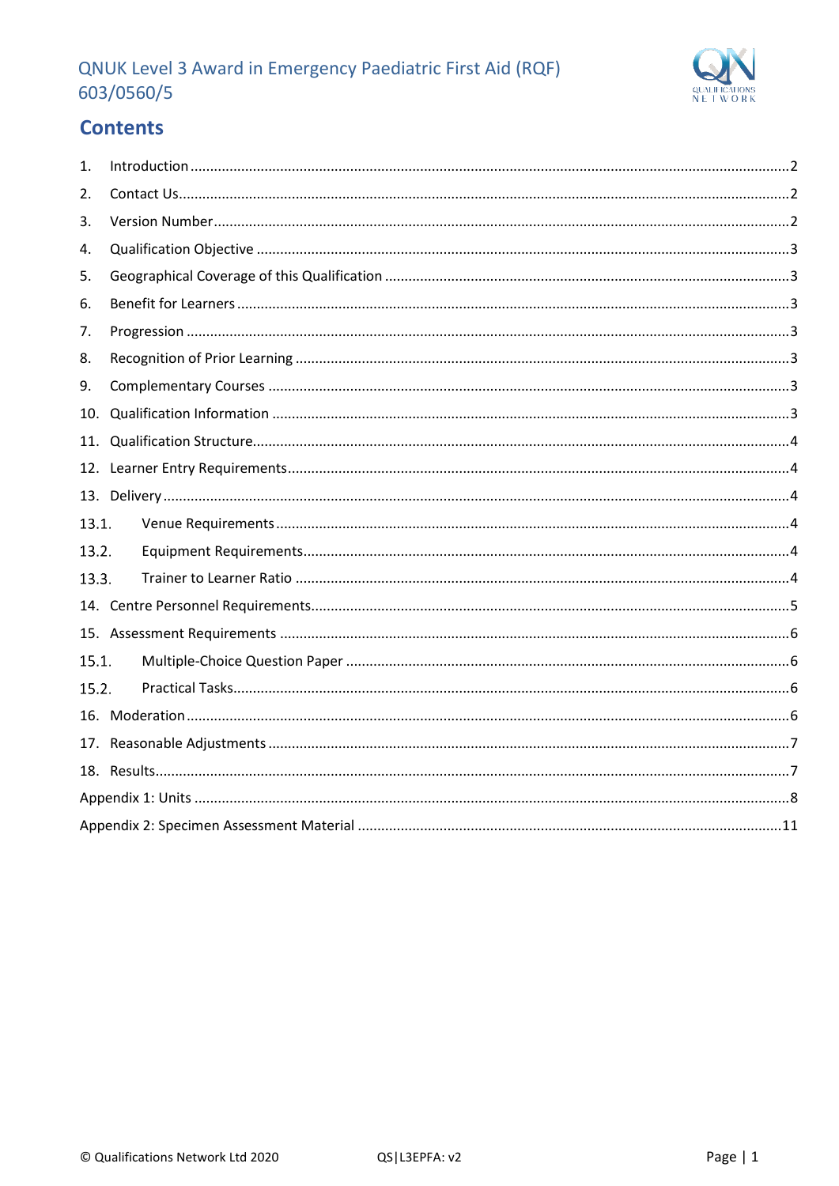# Contents

1. Introduction ....................................................................................................................................2
2. Contact Us.......................................................................................................................................2
3. Version Number ..............................................................................................................................2
4. Qualification Objective ....................................................................................................................3
5. Geographical Coverage of this Qualification ...................................................................................3
6. Benefit for Learners .........................................................................................................................3
7. Progression .....................................................................................................................................3
8. Recognition of Prior Learning ..........................................................................................................3
9. Complementary Courses .................................................................................................................3
10. Qualification Information ................................................................................................................3
11. Qualification Structure....................................................................................................................4
12. Learner Entry Requirements............................................................................................................4
13. Delivery ..........................................................................................................................................4
    - 13.1. Venue Requirements ...............................................................................................................4
    - 13.2. Equipment Requirements........................................................................................................4
    - 13.3. Trainer to Learner Ratio ..........................................................................................................4
14. Centre Personnel Requirements......................................................................................................5
15. Assessment Requirements ..............................................................................................................6
    - 15.1. Multiple-Choice Question Paper ..............................................................................................6
    - 15.2. Practical Tasks..........................................................................................................................6
16. Moderation .....................................................................................................................................6
17. Reasonable Adjustments .................................................................................................................7
18. Results.............................................................................................................................................7

Appendix 1: Units ..................................................................................................................................8

Appendix 2: Specimen Assessment Material ........................................................................................11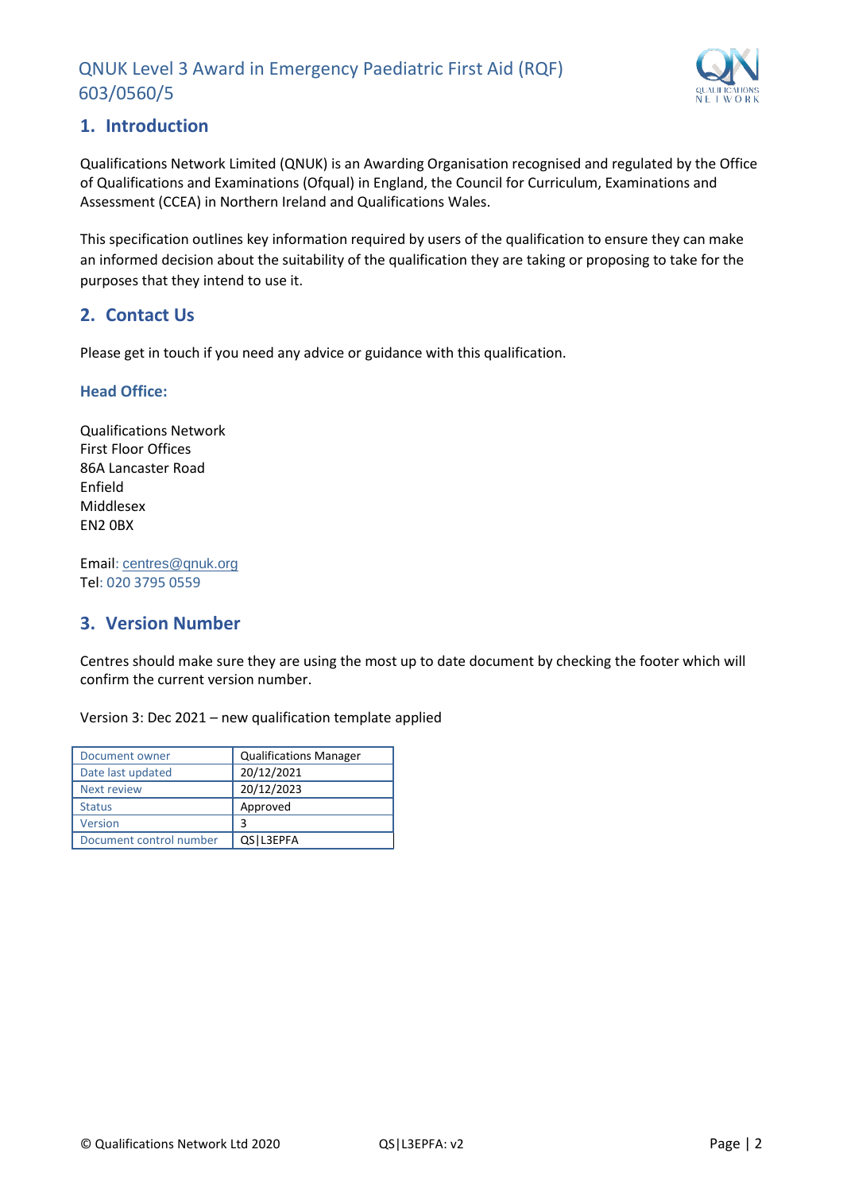## 1. Introduction

Qualifications Network Limited (QNUK) is an Awarding Organisation recognised and regulated by the Office of Qualifications and Examinations (Ofqual) in England, the Council for Curriculum, Examinations and Assessment (CCEA) in Northern Ireland and Qualifications Wales.

This specification outlines key information required by users of the qualification to ensure they can make an informed decision about the suitability of the qualification they are taking or proposing to take for the purposes that they intend to use it.

## 2. Contact Us

Please get in touch if you need any advice or guidance with this qualification.

### Head Office:

Qualifications Network
First Floor Offices
86A Lancaster Road
Enfield
Middlesex
EN2 0BX

Email: centres@qnuk.org
Tel: 020 3795 0559

## 3. Version Number

Centres should make sure they are using the most up to date document by checking the footer which will confirm the current version number.

Version 3: Dec 2021 – new qualification template applied

| Document owner | Qualifications Manager |
|---|---|
| Date last updated | 20/12/2021 |
| Next review | 20/12/2023 |
| Status | Approved |
| Version | 3 |
| Document control number | QS|L3EPFA |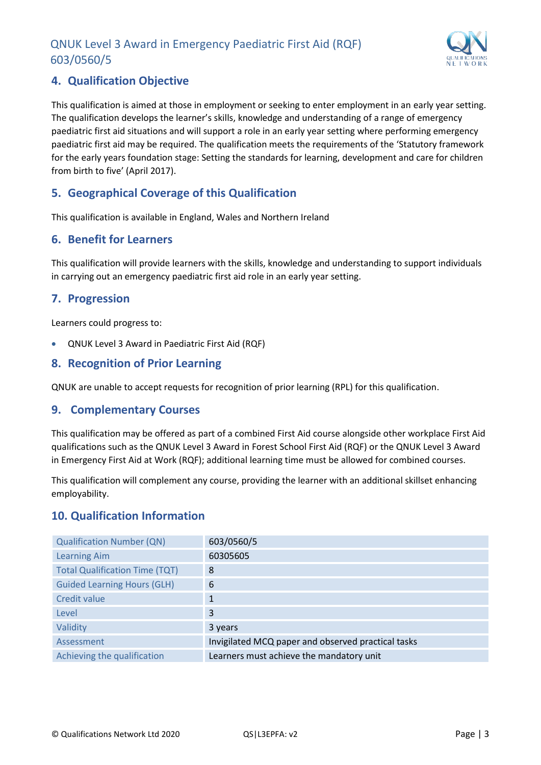## 4. Qualification Objective

This qualification is aimed at those in employment or seeking to enter employment in an early year setting. The qualification develops the learner's skills, knowledge and understanding of a range of emergency paediatric first aid situations and will support a role in an early year setting where performing emergency paediatric first aid may be required. The qualification meets the requirements of the 'Statutory framework for the early years foundation stage: Setting the standards for learning, development and care for children from birth to five' (April 2017).

## 5. Geographical Coverage of this Qualification

This qualification is available in England, Wales and Northern Ireland

## 6. Benefit for Learners

This qualification will provide learners with the skills, knowledge and understanding to support individuals in carrying out an emergency paediatric first aid role in an early year setting.

## 7. Progression

Learners could progress to:

- QNUK Level 3 Award in Paediatric First Aid (RQF)

## 8. Recognition of Prior Learning

QNUK are unable to accept requests for recognition of prior learning (RPL) for this qualification.

## 9. Complementary Courses

This qualification may be offered as part of a combined First Aid course alongside other workplace First Aid qualifications such as the QNUK Level 3 Award in Forest School First Aid (RQF) or the QNUK Level 3 Award in Emergency First Aid at Work (RQF); additional learning time must be allowed for combined courses.

This qualification will complement any course, providing the learner with an additional skillset enhancing employability.

## 10. Qualification Information

| | |
|---|---|
| Qualification Number (QN) | 603/0560/5 |
| Learning Aim | 60305605 |
| Total Qualification Time (TQT) | 8 |
| Guided Learning Hours (GLH) | 6 |
| Credit value | 1 |
| Level | 3 |
| Validity | 3 years |
| Assessment | Invigilated MCQ paper and observed practical tasks |
| Achieving the qualification | Learners must achieve the mandatory unit |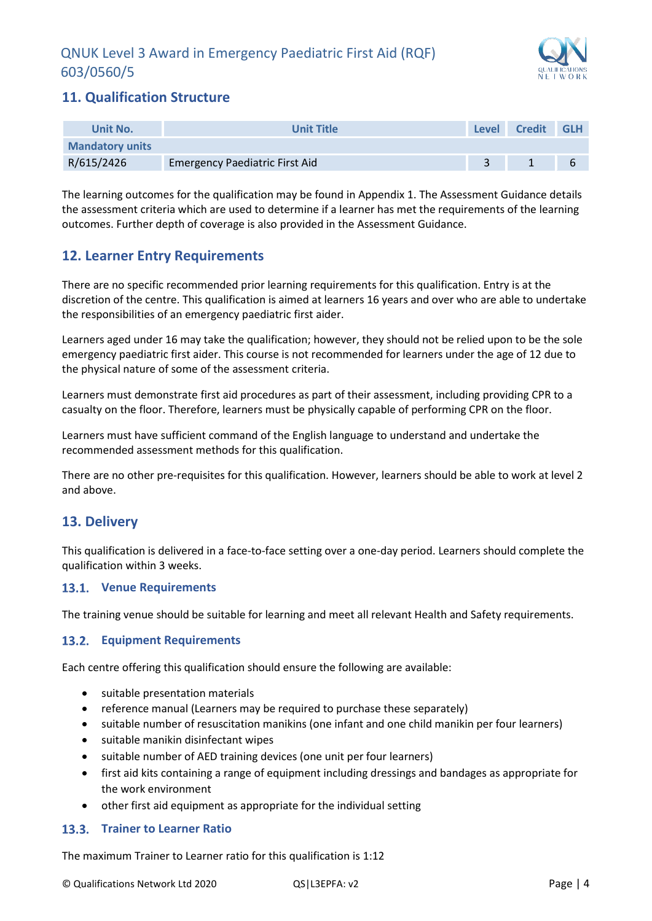## 11. Qualification Structure

| Unit No. | Unit Title | Level | Credit | GLH |
|---|---|---|---|---|
| **Mandatory units** | | | | |
| R/615/2426 | Emergency Paediatric First Aid | 3 | 1 | 6 |

The learning outcomes for the qualification may be found in Appendix 1. The Assessment Guidance details the assessment criteria which are used to determine if a learner has met the requirements of the learning outcomes. Further depth of coverage is also provided in the Assessment Guidance.

## 12. Learner Entry Requirements

There are no specific recommended prior learning requirements for this qualification. Entry is at the discretion of the centre. This qualification is aimed at learners 16 years and over who are able to undertake the responsibilities of an emergency paediatric first aider.

Learners aged under 16 may take the qualification; however, they should not be relied upon to be the sole emergency paediatric first aider. This course is not recommended for learners under the age of 12 due to the physical nature of some of the assessment criteria.

Learners must demonstrate first aid procedures as part of their assessment, including providing CPR to a casualty on the floor. Therefore, learners must be physically capable of performing CPR on the floor.

Learners must have sufficient command of the English language to understand and undertake the recommended assessment methods for this qualification.

There are no other pre-requisites for this qualification. However, learners should be able to work at level 2 and above.

## 13. Delivery

This qualification is delivered in a face-to-face setting over a one-day period. Learners should complete the qualification within 3 weeks.

### 13.1. Venue Requirements

The training venue should be suitable for learning and meet all relevant Health and Safety requirements.

### 13.2. Equipment Requirements

Each centre offering this qualification should ensure the following are available:

- suitable presentation materials
- reference manual (Learners may be required to purchase these separately)
- suitable number of resuscitation manikins (one infant and one child manikin per four learners)
- suitable manikin disinfectant wipes
- suitable number of AED training devices (one unit per four learners)
- first aid kits containing a range of equipment including dressings and bandages as appropriate for the work environment
- other first aid equipment as appropriate for the individual setting

### 13.3. Trainer to Learner Ratio

The maximum Trainer to Learner ratio for this qualification is 1:12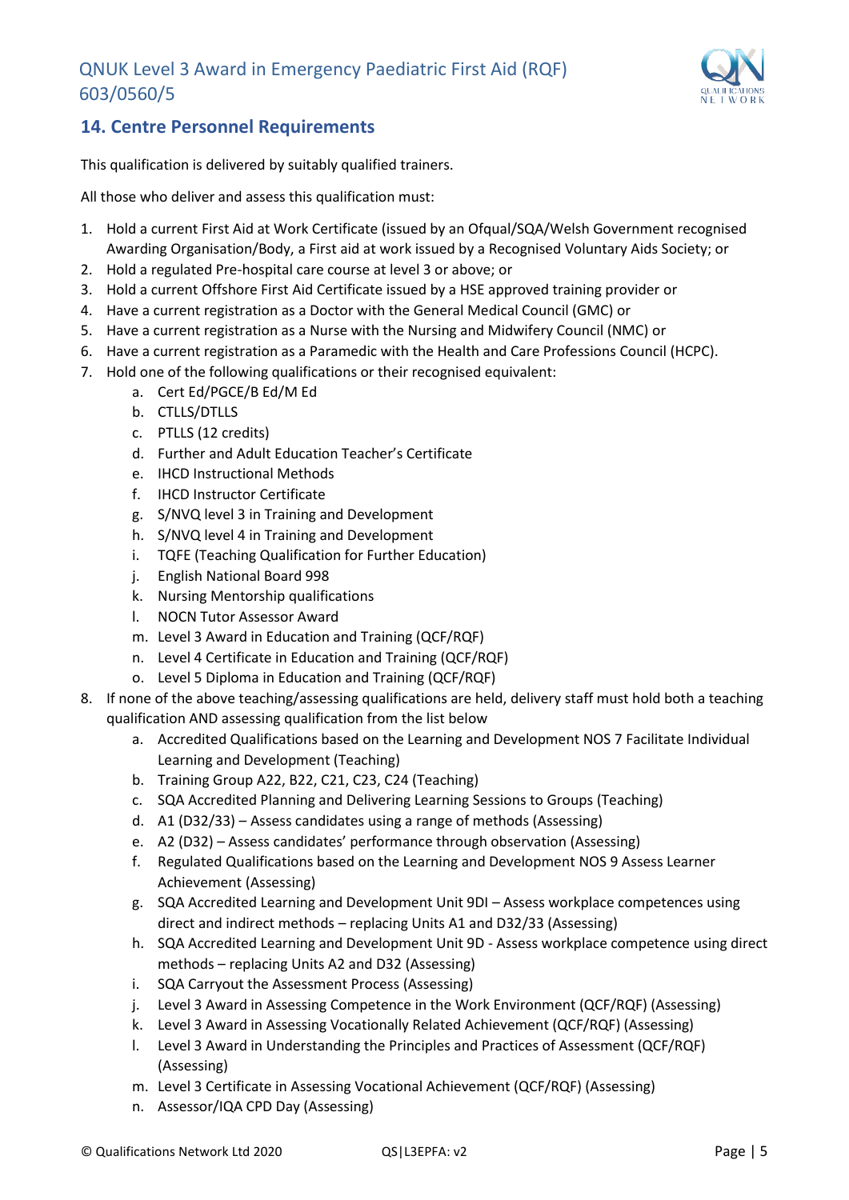## 14. Centre Personnel Requirements

This qualification is delivered by suitably qualified trainers.

All those who deliver and assess this qualification must:

1. Hold a current First Aid at Work Certificate (issued by an Ofqual/SQA/Welsh Government recognised Awarding Organisation/Body, a First aid at work issued by a Recognised Voluntary Aids Society; or
2. Hold a regulated Pre-hospital care course at level 3 or above; or
3. Hold a current Offshore First Aid Certificate issued by a HSE approved training provider or
4. Have a current registration as a Doctor with the General Medical Council (GMC) or
5. Have a current registration as a Nurse with the Nursing and Midwifery Council (NMC) or
6. Have a current registration as a Paramedic with the Health and Care Professions Council (HCPC).
7. Hold one of the following qualifications or their recognised equivalent:
    a. Cert Ed/PGCE/B Ed/M Ed
    b. CTLLS/DTLLS
    c. PTLLS (12 credits)
    d. Further and Adult Education Teacher's Certificate
    e. IHCD Instructional Methods
    f. IHCD Instructor Certificate
    g. S/NVQ level 3 in Training and Development
    h. S/NVQ level 4 in Training and Development
    i. TQFE (Teaching Qualification for Further Education)
    j. English National Board 998
    k. Nursing Mentorship qualifications
    l. NOCN Tutor Assessor Award
    m. Level 3 Award in Education and Training (QCF/RQF)
    n. Level 4 Certificate in Education and Training (QCF/RQF)
    o. Level 5 Diploma in Education and Training (QCF/RQF)
8. If none of the above teaching/assessing qualifications are held, delivery staff must hold both a teaching qualification AND assessing qualification from the list below
    a. Accredited Qualifications based on the Learning and Development NOS 7 Facilitate Individual Learning and Development (Teaching)
    b. Training Group A22, B22, C21, C23, C24 (Teaching)
    c. SQA Accredited Planning and Delivering Learning Sessions to Groups (Teaching)
    d. A1 (D32/33) – Assess candidates using a range of methods (Assessing)
    e. A2 (D32) – Assess candidates' performance through observation (Assessing)
    f. Regulated Qualifications based on the Learning and Development NOS 9 Assess Learner Achievement (Assessing)
    g. SQA Accredited Learning and Development Unit 9DI – Assess workplace competences using direct and indirect methods – replacing Units A1 and D32/33 (Assessing)
    h. SQA Accredited Learning and Development Unit 9D - Assess workplace competence using direct methods – replacing Units A2 and D32 (Assessing)
    i. SQA Carryout the Assessment Process (Assessing)
    j. Level 3 Award in Assessing Competence in the Work Environment (QCF/RQF) (Assessing)
    k. Level 3 Award in Assessing Vocationally Related Achievement (QCF/RQF) (Assessing)
    l. Level 3 Award in Understanding the Principles and Practices of Assessment (QCF/RQF) (Assessing)
    m. Level 3 Certificate in Assessing Vocational Achievement (QCF/RQF) (Assessing)
    n. Assessor/IQA CPD Day (Assessing)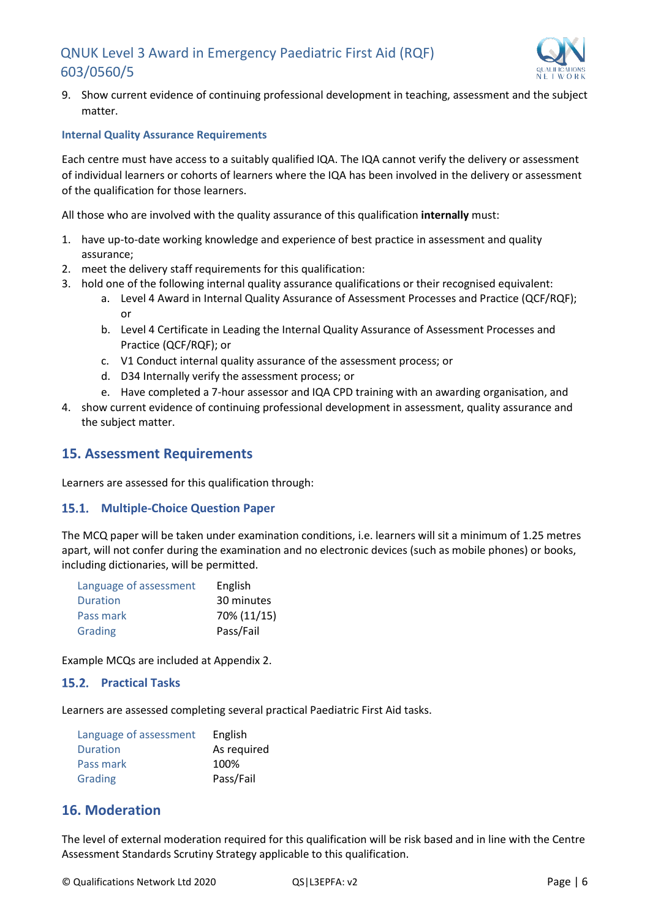9. Show current evidence of continuing professional development in teaching, assessment and the subject matter.

#### Internal Quality Assurance Requirements

Each centre must have access to a suitably qualified IQA. The IQA cannot verify the delivery or assessment of individual learners or cohorts of learners where the IQA has been involved in the delivery or assessment of the qualification for those learners.

All those who are involved with the quality assurance of this qualification **internally** must:

1. have up-to-date working knowledge and experience of best practice in assessment and quality assurance;
2. meet the delivery staff requirements for this qualification:
3. hold one of the following internal quality assurance qualifications or their recognised equivalent:
    a. Level 4 Award in Internal Quality Assurance of Assessment Processes and Practice (QCF/RQF); or
    b. Level 4 Certificate in Leading the Internal Quality Assurance of Assessment Processes and Practice (QCF/RQF); or
    c. V1 Conduct internal quality assurance of the assessment process; or
    d. D34 Internally verify the assessment process; or
    e. Have completed a 7-hour assessor and IQA CPD training with an awarding organisation, and
4. show current evidence of continuing professional development in assessment, quality assurance and the subject matter.

## 15. Assessment Requirements

Learners are assessed for this qualification through:

### 15.1. Multiple-Choice Question Paper

The MCQ paper will be taken under examination conditions, i.e. learners will sit a minimum of 1.25 metres apart, will not confer during the examination and no electronic devices (such as mobile phones) or books, including dictionaries, will be permitted.

| | |
|---|---|
| Language of assessment | English |
| Duration | 30 minutes |
| Pass mark | 70% (11/15) |
| Grading | Pass/Fail |

Example MCQs are included at Appendix 2.

### 15.2. Practical Tasks

Learners are assessed completing several practical Paediatric First Aid tasks.

| | |
|---|---|
| Language of assessment | English |
| Duration | As required |
| Pass mark | 100% |
| Grading | Pass/Fail |

## 16. Moderation

The level of external moderation required for this qualification will be risk based and in line with the Centre Assessment Standards Scrutiny Strategy applicable to this qualification.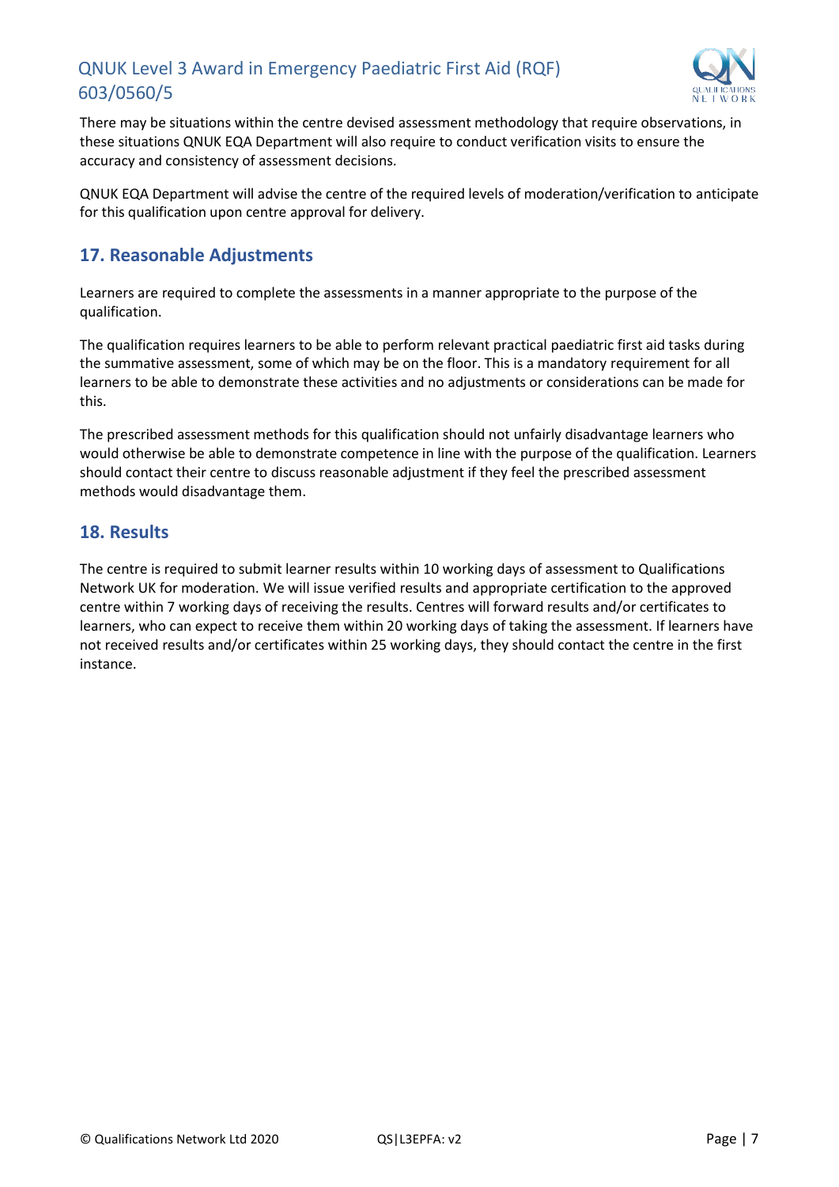There may be situations within the centre devised assessment methodology that require observations, in these situations QNUK EQA Department will also require to conduct verification visits to ensure the accuracy and consistency of assessment decisions.

QNUK EQA Department will advise the centre of the required levels of moderation/verification to anticipate for this qualification upon centre approval for delivery.

## 17. Reasonable Adjustments

Learners are required to complete the assessments in a manner appropriate to the purpose of the qualification.

The qualification requires learners to be able to perform relevant practical paediatric first aid tasks during the summative assessment, some of which may be on the floor. This is a mandatory requirement for all learners to be able to demonstrate these activities and no adjustments or considerations can be made for this.

The prescribed assessment methods for this qualification should not unfairly disadvantage learners who would otherwise be able to demonstrate competence in line with the purpose of the qualification. Learners should contact their centre to discuss reasonable adjustment if they feel the prescribed assessment methods would disadvantage them.

## 18. Results

The centre is required to submit learner results within 10 working days of assessment to Qualifications Network UK for moderation. We will issue verified results and appropriate certification to the approved centre within 7 working days of receiving the results. Centres will forward results and/or certificates to learners, who can expect to receive them within 20 working days of taking the assessment. If learners have not received results and/or certificates within 25 working days, they should contact the centre in the first instance.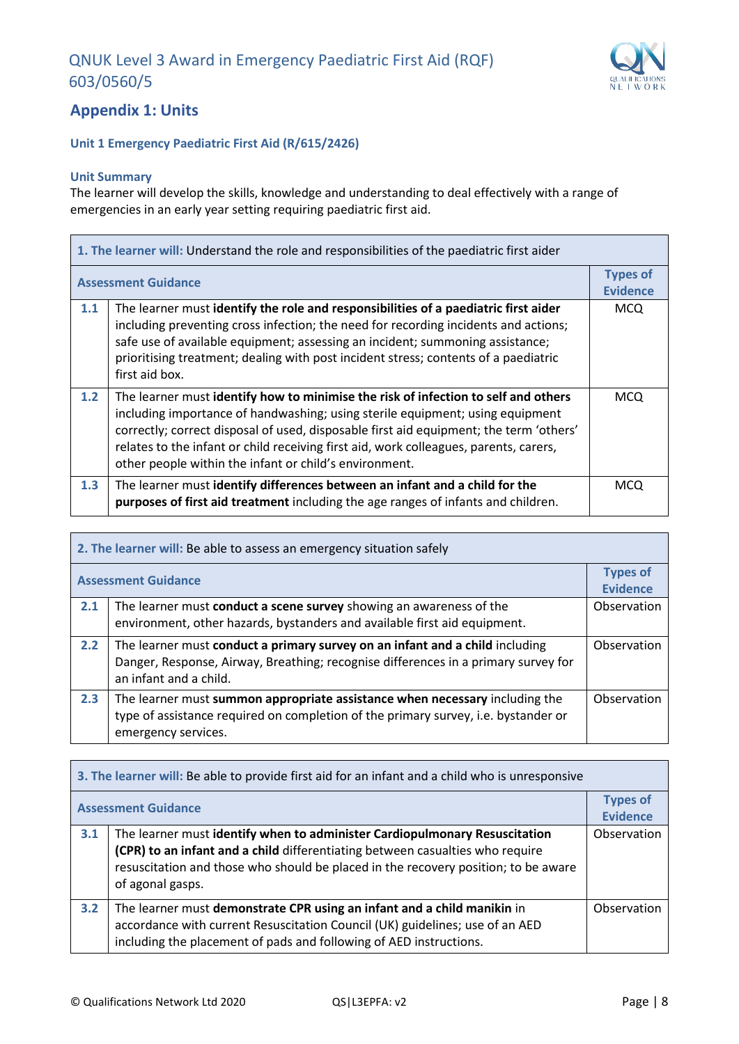## Appendix 1: Units

### Unit 1 Emergency Paediatric First Aid (R/615/2426)

**Unit Summary**

The learner will develop the skills, knowledge and understanding to deal effectively with a range of emergencies in an early year setting requiring paediatric first aid.

| **1. The learner will:** Understand the role and responsibilities of the paediatric first aider | | |
|---|---|---|
| **Assessment Guidance** | | **Types of Evidence** |
| **1.1** | The learner must **identify the role and responsibilities of a paediatric first aider** including preventing cross infection; the need for recording incidents and actions; safe use of available equipment; assessing an incident; summoning assistance; prioritising treatment; dealing with post incident stress; contents of a paediatric first aid box. | MCQ |
| **1.2** | The learner must **identify how to minimise the risk of infection to self and others** including importance of handwashing; using sterile equipment; using equipment correctly; correct disposal of used, disposable first aid equipment; the term 'others' relates to the infant or child receiving first aid, work colleagues, parents, carers, other people within the infant or child's environment. | MCQ |
| **1.3** | The learner must **identify differences between an infant and a child for the purposes of first aid treatment** including the age ranges of infants and children. | MCQ |

| **2. The learner will:** Be able to assess an emergency situation safely | | |
|---|---|---|
| **Assessment Guidance** | | **Types of Evidence** |
| **2.1** | The learner must **conduct a scene survey** showing an awareness of the environment, other hazards, bystanders and available first aid equipment. | Observation |
| **2.2** | The learner must **conduct a primary survey on an infant and a child** including Danger, Response, Airway, Breathing; recognise differences in a primary survey for an infant and a child. | Observation |
| **2.3** | The learner must **summon appropriate assistance when necessary** including the type of assistance required on completion of the primary survey, i.e. bystander or emergency services. | Observation |

| **3. The learner will:** Be able to provide first aid for an infant and a child who is unresponsive | | |
|---|---|---|
| **Assessment Guidance** | | **Types of Evidence** |
| **3.1** | The learner must **identify when to administer Cardiopulmonary Resuscitation (CPR) to an infant and a child** differentiating between casualties who require resuscitation and those who should be placed in the recovery position; to be aware of agonal gasps. | Observation |
| **3.2** | The learner must **demonstrate CPR using an infant and a child manikin** in accordance with current Resuscitation Council (UK) guidelines; use of an AED including the placement of pads and following of AED instructions. | Observation |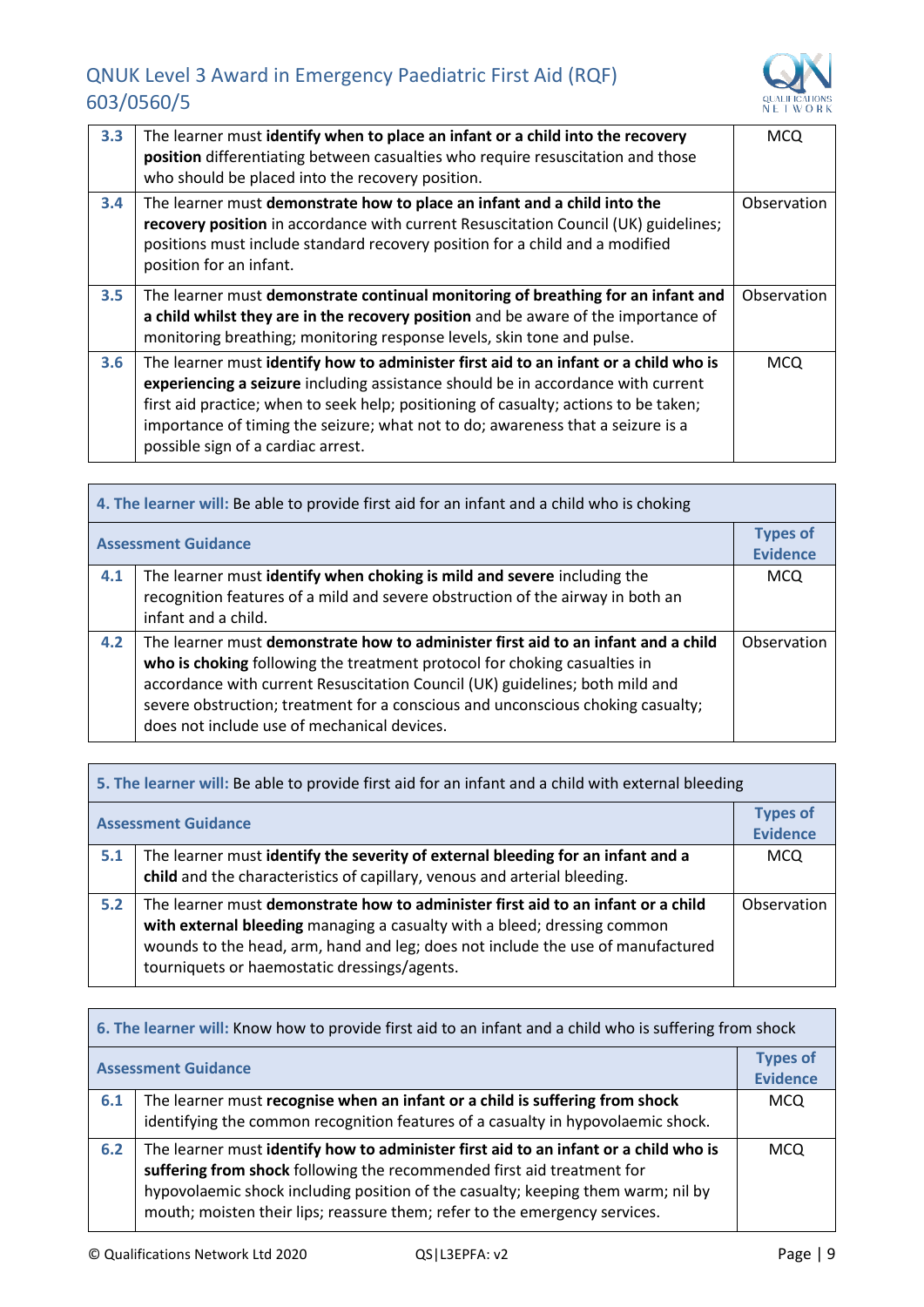| | | |
|---|---|---|
| **3.3** | The learner must **identify when to place an infant or a child into the recovery position** differentiating between casualties who require resuscitation and those who should be placed into the recovery position. | MCQ |
| **3.4** | The learner must **demonstrate how to place an infant and a child into the recovery position** in accordance with current Resuscitation Council (UK) guidelines; positions must include standard recovery position for a child and a modified position for an infant. | Observation |
| **3.5** | The learner must **demonstrate continual monitoring of breathing for an infant and a child whilst they are in the recovery position** and be aware of the importance of monitoring breathing; monitoring response levels, skin tone and pulse. | Observation |
| **3.6** | The learner must **identify how to administer first aid to an infant or a child who is experiencing a seizure** including assistance should be in accordance with current first aid practice; when to seek help; positioning of casualty; actions to be taken; importance of timing the seizure; what not to do; awareness that a seizure is a possible sign of a cardiac arrest. | MCQ |

| **4. The learner will:** Be able to provide first aid for an infant and a child who is choking | | |
|---|---|---|
| **Assessment Guidance** | | **Types of Evidence** |
| **4.1** | The learner must **identify when choking is mild and severe** including the recognition features of a mild and severe obstruction of the airway in both an infant and a child. | MCQ |
| **4.2** | The learner must **demonstrate how to administer first aid to an infant and a child who is choking** following the treatment protocol for choking casualties in accordance with current Resuscitation Council (UK) guidelines; both mild and severe obstruction; treatment for a conscious and unconscious choking casualty; does not include use of mechanical devices. | Observation |

| **5. The learner will:** Be able to provide first aid for an infant and a child with external bleeding | | |
|---|---|---|
| **Assessment Guidance** | | **Types of Evidence** |
| **5.1** | The learner must **identify the severity of external bleeding for an infant and a child** and the characteristics of capillary, venous and arterial bleeding. | MCQ |
| **5.2** | The learner must **demonstrate how to administer first aid to an infant or a child with external bleeding** managing a casualty with a bleed; dressing common wounds to the head, arm, hand and leg; does not include the use of manufactured tourniquets or haemostatic dressings/agents. | Observation |

| **6. The learner will:** Know how to provide first aid to an infant and a child who is suffering from shock | | |
|---|---|---|
| **Assessment Guidance** | | **Types of Evidence** |
| **6.1** | The learner must **recognise when an infant or a child is suffering from shock** identifying the common recognition features of a casualty in hypovolaemic shock. | MCQ |
| **6.2** | The learner must **identify how to administer first aid to an infant or a child who is suffering from shock** following the recommended first aid treatment for hypovolaemic shock including position of the casualty; keeping them warm; nil by mouth; moisten their lips; reassure them; refer to the emergency services. | MCQ |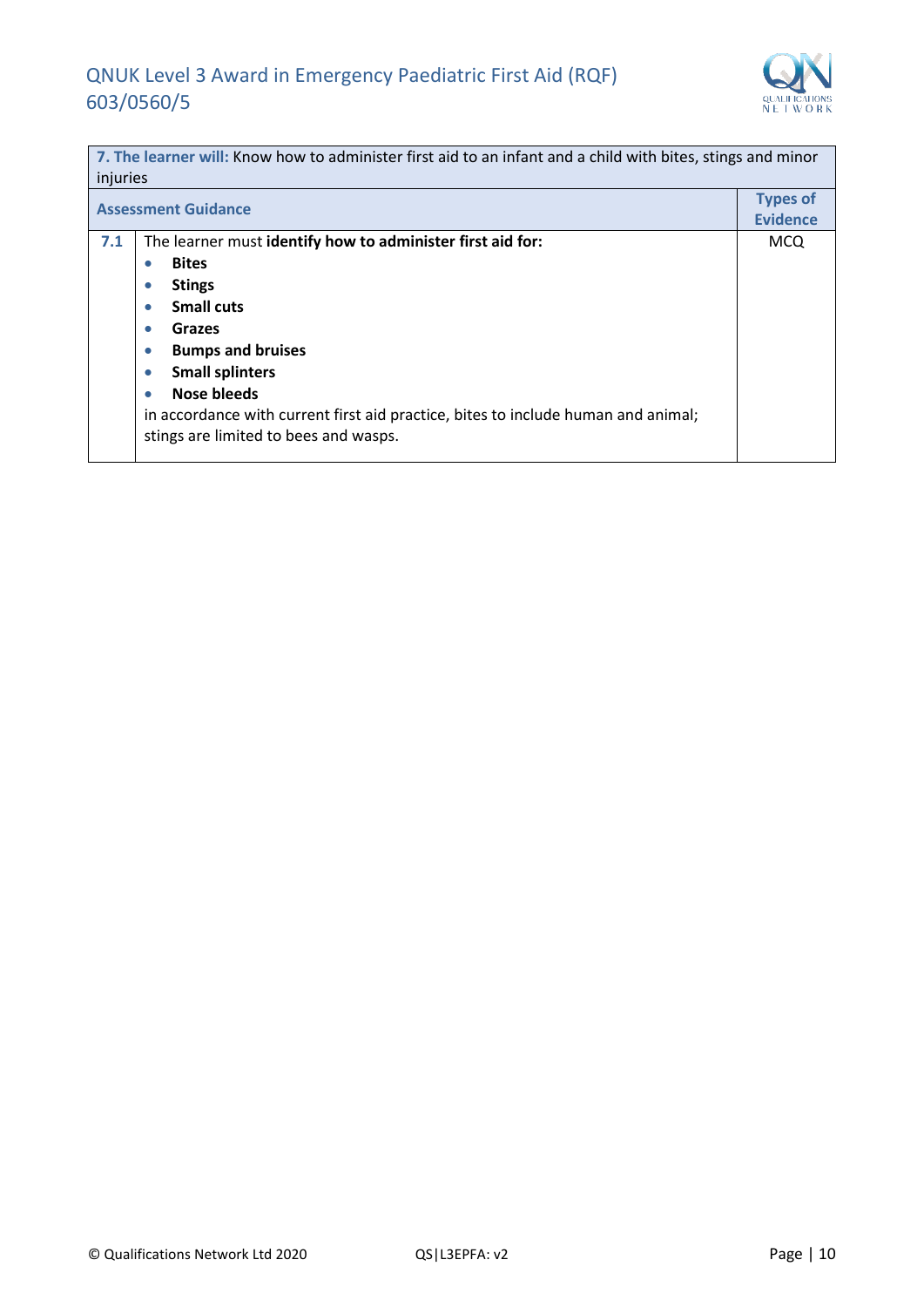| **7. The learner will:** Know how to administer first aid to an infant and a child with bites, stings and minor injuries | | |
|---|---|---|
| **Assessment Guidance** | | **Types of Evidence** |
| **7.1** | The learner must **identify how to administer first aid for:**<br>• **Bites**<br>• **Stings**<br>• **Small cuts**<br>• **Grazes**<br>• **Bumps and bruises**<br>• **Small splinters**<br>• **Nose bleeds**<br>in accordance with current first aid practice, bites to include human and animal; stings are limited to bees and wasps. | MCQ |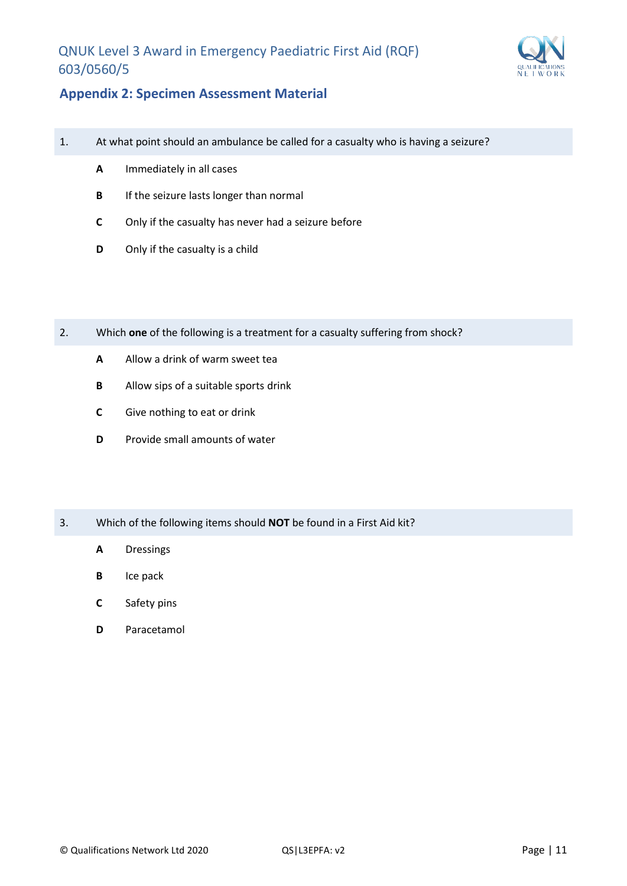## Appendix 2: Specimen Assessment Material

1. At what point should an ambulance be called for a casualty who is having a seizure?

   **A** Immediately in all cases

   **B** If the seizure lasts longer than normal

   **C** Only if the casualty has never had a seizure before

   **D** Only if the casualty is a child

2. Which **one** of the following is a treatment for a casualty suffering from shock?

   **A** Allow a drink of warm sweet tea

   **B** Allow sips of a suitable sports drink

   **C** Give nothing to eat or drink

   **D** Provide small amounts of water

3. Which of the following items should **NOT** be found in a First Aid kit?

   **A** Dressings

   **B** Ice pack

   **C** Safety pins

   **D** Paracetamol